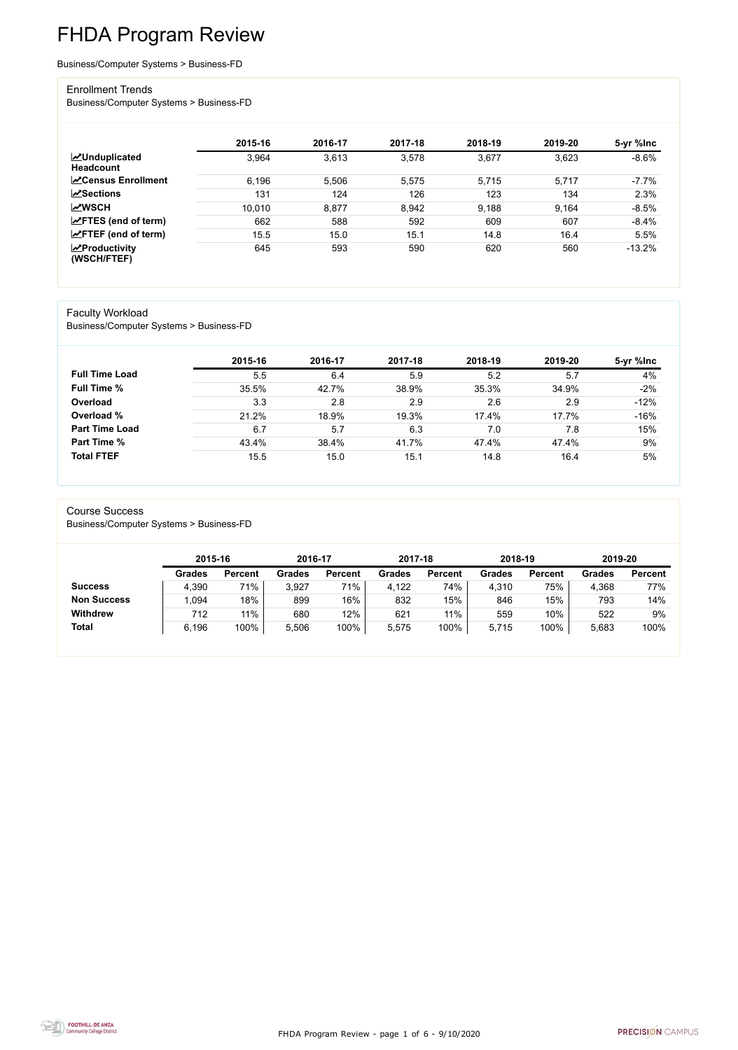# FHDA Program Review

Business/Computer Systems > Business-FD

## Enrollment Trends

Business/Computer Systems > Business-FD

| | 2015-16 | 2016-17 | 2017-18 | 2018-19 | 2019-20 | 5-yr %Inc |
|---|---|---|---|---|---|---|
| **Unduplicated Headcount** | 3,964 | 3,613 | 3,578 | 3,677 | 3,623 | -8.6% |
| **Census Enrollment** | 6,196 | 5,506 | 5,575 | 5,715 | 5,717 | -7.7% |
| **Sections** | 131 | 124 | 126 | 123 | 134 | 2.3% |
| **WSCH** | 10,010 | 8,877 | 8,942 | 9,188 | 9,164 | -8.5% |
| **FTES (end of term)** | 662 | 588 | 592 | 609 | 607 | -8.4% |
| **FTEF (end of term)** | 15.5 | 15.0 | 15.1 | 14.8 | 16.4 | 5.5% |
| **Productivity (WSCH/FTEF)** | 645 | 593 | 590 | 620 | 560 | -13.2% |

## Faculty Workload

Business/Computer Systems > Business-FD

| | 2015-16 | 2016-17 | 2017-18 | 2018-19 | 2019-20 | 5-yr %Inc |
|---|---|---|---|---|---|---|
| **Full Time Load** | 5.5 | 6.4 | 5.9 | 5.2 | 5.7 | 4% |
| **Full Time %** | 35.5% | 42.7% | 38.9% | 35.3% | 34.9% | -2% |
| **Overload** | 3.3 | 2.8 | 2.9 | 2.6 | 2.9 | -12% |
| **Overload %** | 21.2% | 18.9% | 19.3% | 17.4% | 17.7% | -16% |
| **Part Time Load** | 6.7 | 5.7 | 6.3 | 7.0 | 7.8 | 15% |
| **Part Time %** | 43.4% | 38.4% | 41.7% | 47.4% | 47.4% | 9% |
| **Total FTEF** | 15.5 | 15.0 | 15.1 | 14.8 | 16.4 | 5% |

## Course Success

Business/Computer Systems > Business-FD

| | 2015-16 | | 2016-17 | | 2017-18 | | 2018-19 | | 2019-20 | |
|---|---|---|---|---|---|---|---|---|---|---|
| | **Grades** | **Percent** | **Grades** | **Percent** | **Grades** | **Percent** | **Grades** | **Percent** | **Grades** | **Percent** |
| **Success** | 4,390 | 71% | 3,927 | 71% | 4,122 | 74% | 4,310 | 75% | 4,368 | 77% |
| **Non Success** | 1,094 | 18% | 899 | 16% | 832 | 15% | 846 | 15% | 793 | 14% |
| **Withdrew** | 712 | 11% | 680 | 12% | 621 | 11% | 559 | 10% | 522 | 9% |
| **Total** | 6,196 | 100% | 5,506 | 100% | 5,575 | 100% | 5,715 | 100% | 5,683 | 100% |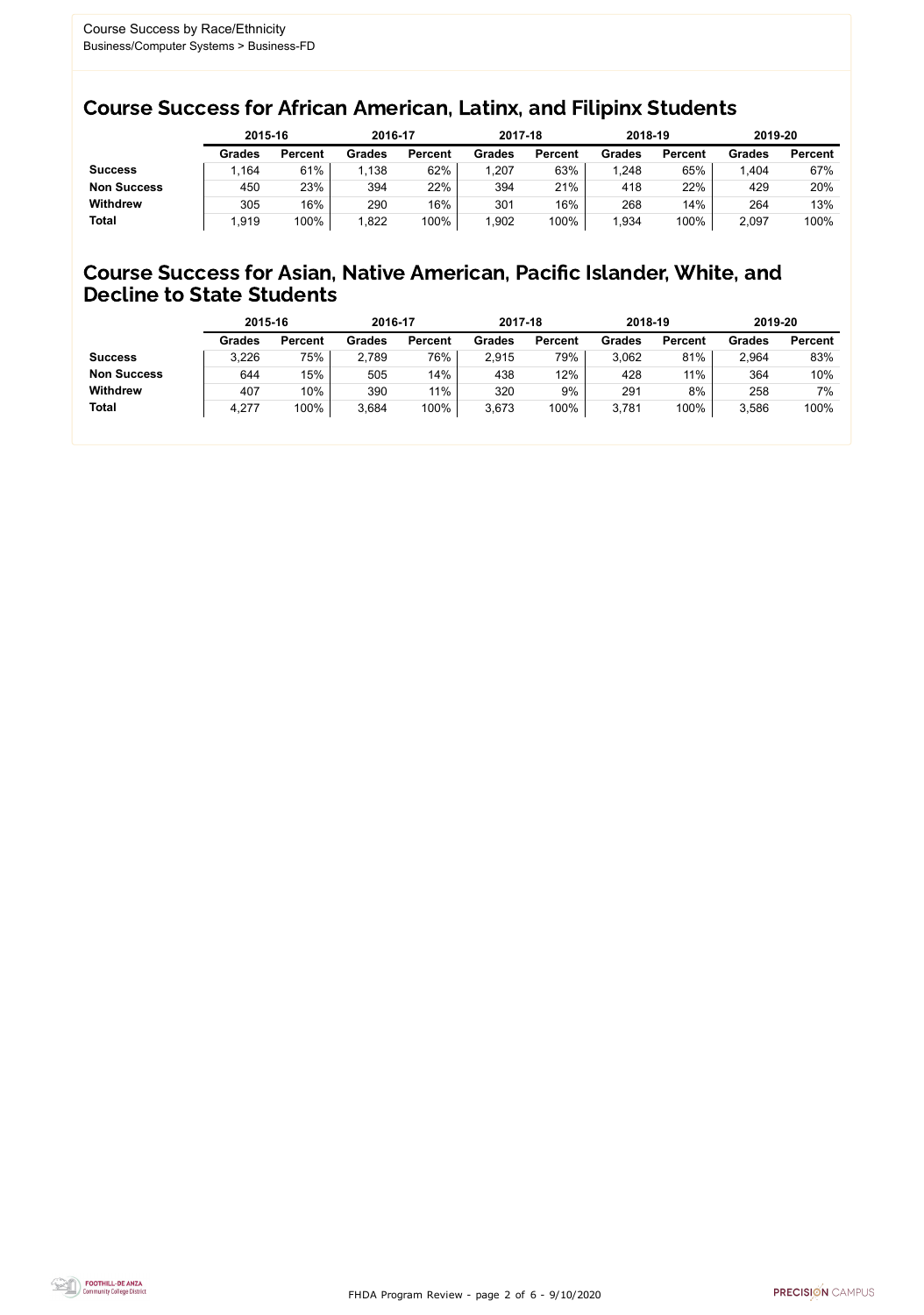Course Success by Race/Ethnicity
Business/Computer Systems > Business-FD

## Course Success for African American, Latinx, and Filipinx Students

| | 2015-16 | | 2016-17 | | 2017-18 | | 2018-19 | | 2019-20 | |
|---|---|---|---|---|---|---|---|---|---|---|
| | Grades | Percent | Grades | Percent | Grades | Percent | Grades | Percent | Grades | Percent |
| **Success** | 1,164 | 61% | 1,138 | 62% | 1,207 | 63% | 1,248 | 65% | 1,404 | 67% |
| **Non Success** | 450 | 23% | 394 | 22% | 394 | 21% | 418 | 22% | 429 | 20% |
| **Withdrew** | 305 | 16% | 290 | 16% | 301 | 16% | 268 | 14% | 264 | 13% |
| **Total** | 1,919 | 100% | 1,822 | 100% | 1,902 | 100% | 1,934 | 100% | 2,097 | 100% |

## Course Success for Asian, Native American, Pacific Islander, White, and Decline to State Students

| | 2015-16 | | 2016-17 | | 2017-18 | | 2018-19 | | 2019-20 | |
|---|---|---|---|---|---|---|---|---|---|---|
| | Grades | Percent | Grades | Percent | Grades | Percent | Grades | Percent | Grades | Percent |
| **Success** | 3,226 | 75% | 2,789 | 76% | 2,915 | 79% | 3,062 | 81% | 2,964 | 83% |
| **Non Success** | 644 | 15% | 505 | 14% | 438 | 12% | 428 | 11% | 364 | 10% |
| **Withdrew** | 407 | 10% | 390 | 11% | 320 | 9% | 291 | 8% | 258 | 7% |
| **Total** | 4,277 | 100% | 3,684 | 100% | 3,673 | 100% | 3,781 | 100% | 3,586 | 100% |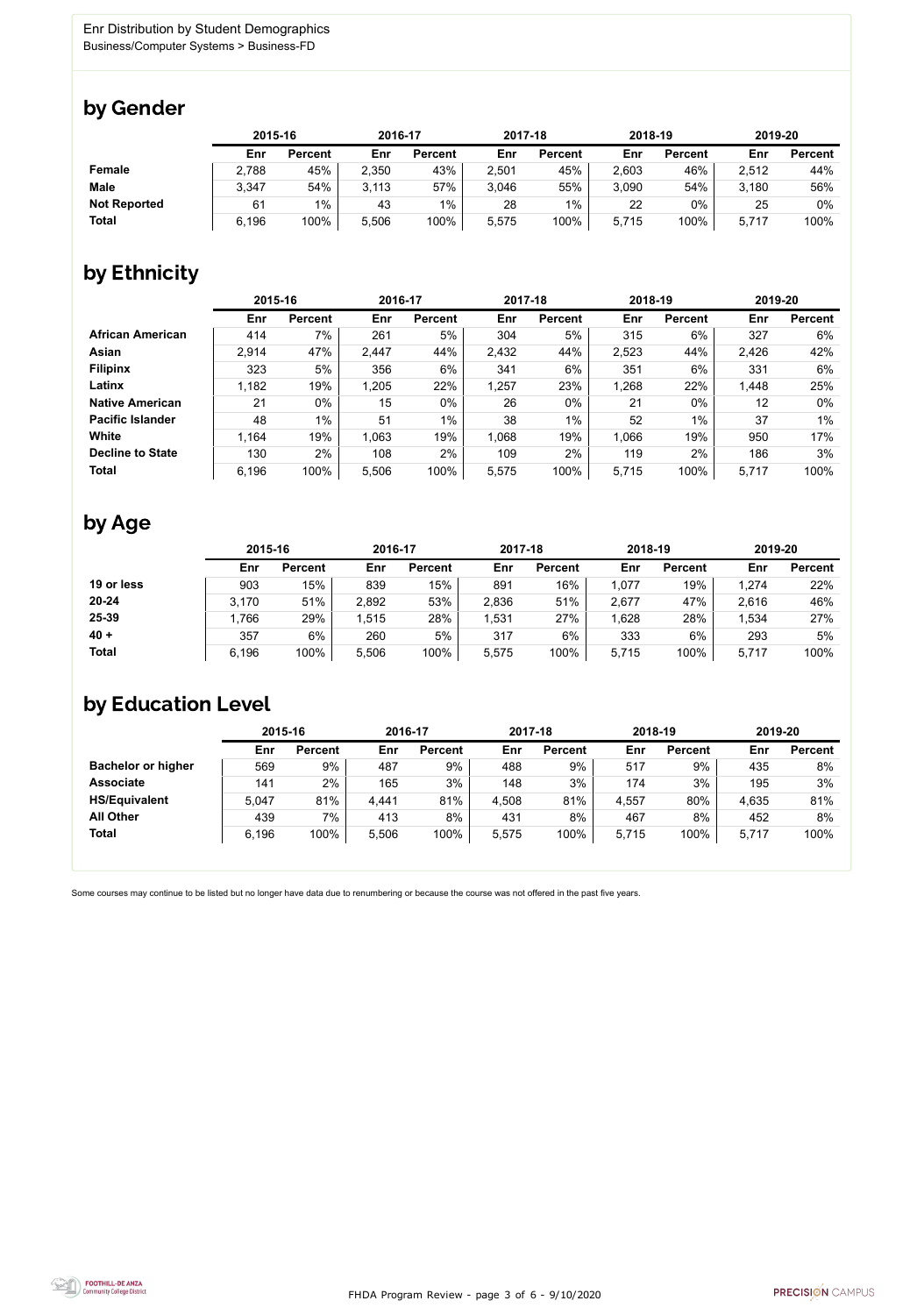Enr Distribution by Student Demographics
Business/Computer Systems > Business-FD

## by Gender

| | 2015-16 | | 2016-17 | | 2017-18 | | 2018-19 | | 2019-20 | |
|---|---|---|---|---|---|---|---|---|---|---|
| | Enr | Percent | Enr | Percent | Enr | Percent | Enr | Percent | Enr | Percent |
| **Female** | 2,788 | 45% | 2,350 | 43% | 2,501 | 45% | 2,603 | 46% | 2,512 | 44% |
| **Male** | 3,347 | 54% | 3,113 | 57% | 3,046 | 55% | 3,090 | 54% | 3,180 | 56% |
| **Not Reported** | 61 | 1% | 43 | 1% | 28 | 1% | 22 | 0% | 25 | 0% |
| **Total** | 6,196 | 100% | 5,506 | 100% | 5,575 | 100% | 5,715 | 100% | 5,717 | 100% |

## by Ethnicity

| | 2015-16 | | 2016-17 | | 2017-18 | | 2018-19 | | 2019-20 | |
|---|---|---|---|---|---|---|---|---|---|---|
| | Enr | Percent | Enr | Percent | Enr | Percent | Enr | Percent | Enr | Percent |
| **African American** | 414 | 7% | 261 | 5% | 304 | 5% | 315 | 6% | 327 | 6% |
| **Asian** | 2,914 | 47% | 2,447 | 44% | 2,432 | 44% | 2,523 | 44% | 2,426 | 42% |
| **Filipinx** | 323 | 5% | 356 | 6% | 341 | 6% | 351 | 6% | 331 | 6% |
| **Latinx** | 1,182 | 19% | 1,205 | 22% | 1,257 | 23% | 1,268 | 22% | 1,448 | 25% |
| **Native American** | 21 | 0% | 15 | 0% | 26 | 0% | 21 | 0% | 12 | 0% |
| **Pacific Islander** | 48 | 1% | 51 | 1% | 38 | 1% | 52 | 1% | 37 | 1% |
| **White** | 1,164 | 19% | 1,063 | 19% | 1,068 | 19% | 1,066 | 19% | 950 | 17% |
| **Decline to State** | 130 | 2% | 108 | 2% | 109 | 2% | 119 | 2% | 186 | 3% |
| **Total** | 6,196 | 100% | 5,506 | 100% | 5,575 | 100% | 5,715 | 100% | 5,717 | 100% |

## by Age

| | 2015-16 | | 2016-17 | | 2017-18 | | 2018-19 | | 2019-20 | |
|---|---|---|---|---|---|---|---|---|---|---|
| | Enr | Percent | Enr | Percent | Enr | Percent | Enr | Percent | Enr | Percent |
| **19 or less** | 903 | 15% | 839 | 15% | 891 | 16% | 1,077 | 19% | 1,274 | 22% |
| **20-24** | 3,170 | 51% | 2,892 | 53% | 2,836 | 51% | 2,677 | 47% | 2,616 | 46% |
| **25-39** | 1,766 | 29% | 1,515 | 28% | 1,531 | 27% | 1,628 | 28% | 1,534 | 27% |
| **40 +** | 357 | 6% | 260 | 5% | 317 | 6% | 333 | 6% | 293 | 5% |
| **Total** | 6,196 | 100% | 5,506 | 100% | 5,575 | 100% | 5,715 | 100% | 5,717 | 100% |

## by Education Level

| | 2015-16 | | 2016-17 | | 2017-18 | | 2018-19 | | 2019-20 | |
|---|---|---|---|---|---|---|---|---|---|---|
| | Enr | Percent | Enr | Percent | Enr | Percent | Enr | Percent | Enr | Percent |
| **Bachelor or higher** | 569 | 9% | 487 | 9% | 488 | 9% | 517 | 9% | 435 | 8% |
| **Associate** | 141 | 2% | 165 | 3% | 148 | 3% | 174 | 3% | 195 | 3% |
| **HS/Equivalent** | 5,047 | 81% | 4,441 | 81% | 4,508 | 81% | 4,557 | 80% | 4,635 | 81% |
| **All Other** | 439 | 7% | 413 | 8% | 431 | 8% | 467 | 8% | 452 | 8% |
| **Total** | 6,196 | 100% | 5,506 | 100% | 5,575 | 100% | 5,715 | 100% | 5,717 | 100% |

Some courses may continue to be listed but no longer have data due to renumbering or because the course was not offered in the past five years.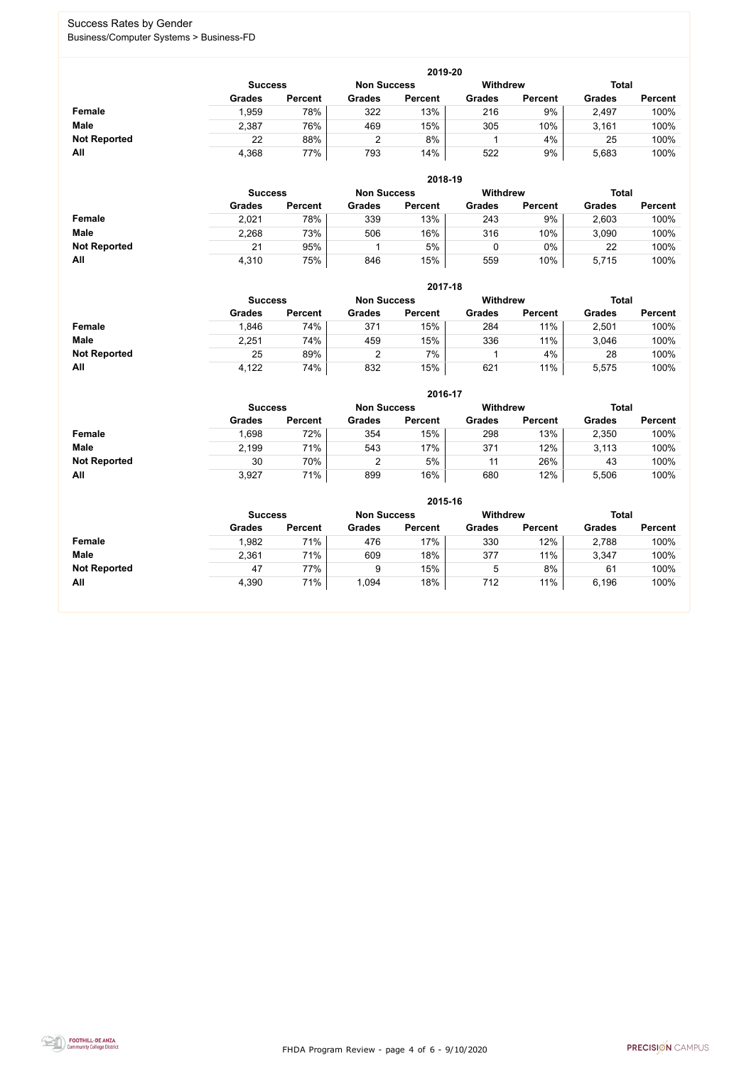# Success Rates by Gender

Business/Computer Systems > Business-FD

## 2019-20

| | Success | | Non Success | | Withdrew | | Total | |
|---|---|---|---|---|---|---|---|---|
| | Grades | Percent | Grades | Percent | Grades | Percent | Grades | Percent |
| **Female** | 1,959 | 78% | 322 | 13% | 216 | 9% | 2,497 | 100% |
| **Male** | 2,387 | 76% | 469 | 15% | 305 | 10% | 3,161 | 100% |
| **Not Reported** | 22 | 88% | 2 | 8% | 1 | 4% | 25 | 100% |
| **All** | 4,368 | 77% | 793 | 14% | 522 | 9% | 5,683 | 100% |

## 2018-19

| | Success | | Non Success | | Withdrew | | Total | |
|---|---|---|---|---|---|---|---|---|
| | Grades | Percent | Grades | Percent | Grades | Percent | Grades | Percent |
| **Female** | 2,021 | 78% | 339 | 13% | 243 | 9% | 2,603 | 100% |
| **Male** | 2,268 | 73% | 506 | 16% | 316 | 10% | 3,090 | 100% |
| **Not Reported** | 21 | 95% | 1 | 5% | 0 | 0% | 22 | 100% |
| **All** | 4,310 | 75% | 846 | 15% | 559 | 10% | 5,715 | 100% |

## 2017-18

| | Success | | Non Success | | Withdrew | | Total | |
|---|---|---|---|---|---|---|---|---|
| | Grades | Percent | Grades | Percent | Grades | Percent | Grades | Percent |
| **Female** | 1,846 | 74% | 371 | 15% | 284 | 11% | 2,501 | 100% |
| **Male** | 2,251 | 74% | 459 | 15% | 336 | 11% | 3,046 | 100% |
| **Not Reported** | 25 | 89% | 2 | 7% | 1 | 4% | 28 | 100% |
| **All** | 4,122 | 74% | 832 | 15% | 621 | 11% | 5,575 | 100% |

## 2016-17

| | Success | | Non Success | | Withdrew | | Total | |
|---|---|---|---|---|---|---|---|---|
| | Grades | Percent | Grades | Percent | Grades | Percent | Grades | Percent |
| **Female** | 1,698 | 72% | 354 | 15% | 298 | 13% | 2,350 | 100% |
| **Male** | 2,199 | 71% | 543 | 17% | 371 | 12% | 3,113 | 100% |
| **Not Reported** | 30 | 70% | 2 | 5% | 11 | 26% | 43 | 100% |
| **All** | 3,927 | 71% | 899 | 16% | 680 | 12% | 5,506 | 100% |

## 2015-16

| | Success | | Non Success | | Withdrew | | Total | |
|---|---|---|---|---|---|---|---|---|
| | Grades | Percent | Grades | Percent | Grades | Percent | Grades | Percent |
| **Female** | 1,982 | 71% | 476 | 17% | 330 | 12% | 2,788 | 100% |
| **Male** | 2,361 | 71% | 609 | 18% | 377 | 11% | 3,347 | 100% |
| **Not Reported** | 47 | 77% | 9 | 15% | 5 | 8% | 61 | 100% |
| **All** | 4,390 | 71% | 1,094 | 18% | 712 | 11% | 6,196 | 100% |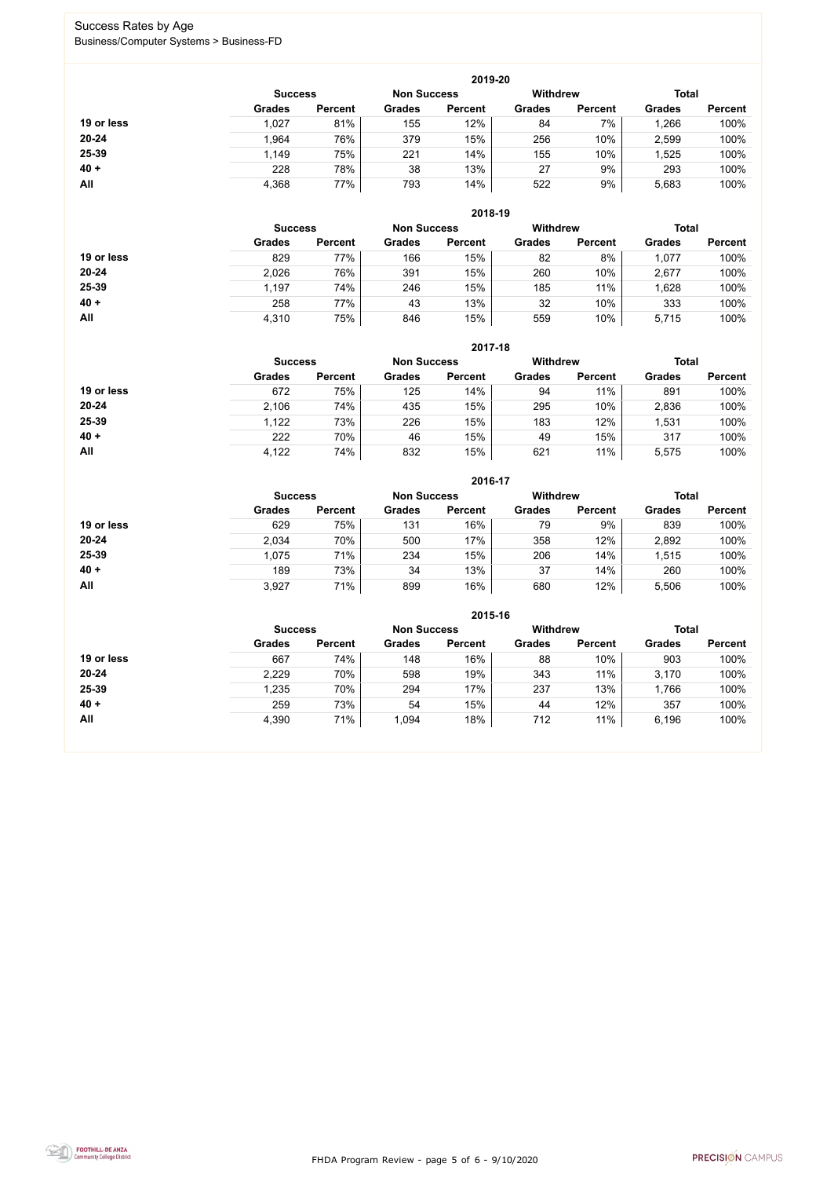Success Rates by Age

Business/Computer Systems > Business-FD

**2019-20**

| | Success | | Non Success | | Withdrew | | Total | |
|---|---|---|---|---|---|---|---|---|
| | Grades | Percent | Grades | Percent | Grades | Percent | Grades | Percent |
| **19 or less** | 1,027 | 81% | 155 | 12% | 84 | 7% | 1,266 | 100% |
| **20-24** | 1,964 | 76% | 379 | 15% | 256 | 10% | 2,599 | 100% |
| **25-39** | 1,149 | 75% | 221 | 14% | 155 | 10% | 1,525 | 100% |
| **40 +** | 228 | 78% | 38 | 13% | 27 | 9% | 293 | 100% |
| **All** | 4,368 | 77% | 793 | 14% | 522 | 9% | 5,683 | 100% |

**2018-19**

| | Success | | Non Success | | Withdrew | | Total | |
|---|---|---|---|---|---|---|---|---|
| | Grades | Percent | Grades | Percent | Grades | Percent | Grades | Percent |
| **19 or less** | 829 | 77% | 166 | 15% | 82 | 8% | 1,077 | 100% |
| **20-24** | 2,026 | 76% | 391 | 15% | 260 | 10% | 2,677 | 100% |
| **25-39** | 1,197 | 74% | 246 | 15% | 185 | 11% | 1,628 | 100% |
| **40 +** | 258 | 77% | 43 | 13% | 32 | 10% | 333 | 100% |
| **All** | 4,310 | 75% | 846 | 15% | 559 | 10% | 5,715 | 100% |

**2017-18**

| | Success | | Non Success | | Withdrew | | Total | |
|---|---|---|---|---|---|---|---|---|
| | Grades | Percent | Grades | Percent | Grades | Percent | Grades | Percent |
| **19 or less** | 672 | 75% | 125 | 14% | 94 | 11% | 891 | 100% |
| **20-24** | 2,106 | 74% | 435 | 15% | 295 | 10% | 2,836 | 100% |
| **25-39** | 1,122 | 73% | 226 | 15% | 183 | 12% | 1,531 | 100% |
| **40 +** | 222 | 70% | 46 | 15% | 49 | 15% | 317 | 100% |
| **All** | 4,122 | 74% | 832 | 15% | 621 | 11% | 5,575 | 100% |

**2016-17**

| | Success | | Non Success | | Withdrew | | Total | |
|---|---|---|---|---|---|---|---|---|
| | Grades | Percent | Grades | Percent | Grades | Percent | Grades | Percent |
| **19 or less** | 629 | 75% | 131 | 16% | 79 | 9% | 839 | 100% |
| **20-24** | 2,034 | 70% | 500 | 17% | 358 | 12% | 2,892 | 100% |
| **25-39** | 1,075 | 71% | 234 | 15% | 206 | 14% | 1,515 | 100% |
| **40 +** | 189 | 73% | 34 | 13% | 37 | 14% | 260 | 100% |
| **All** | 3,927 | 71% | 899 | 16% | 680 | 12% | 5,506 | 100% |

**2015-16**

| | Success | | Non Success | | Withdrew | | Total | |
|---|---|---|---|---|---|---|---|---|
| | Grades | Percent | Grades | Percent | Grades | Percent | Grades | Percent |
| **19 or less** | 667 | 74% | 148 | 16% | 88 | 10% | 903 | 100% |
| **20-24** | 2,229 | 70% | 598 | 19% | 343 | 11% | 3,170 | 100% |
| **25-39** | 1,235 | 70% | 294 | 17% | 237 | 13% | 1,766 | 100% |
| **40 +** | 259 | 73% | 54 | 15% | 44 | 12% | 357 | 100% |
| **All** | 4,390 | 71% | 1,094 | 18% | 712 | 11% | 6,196 | 100% |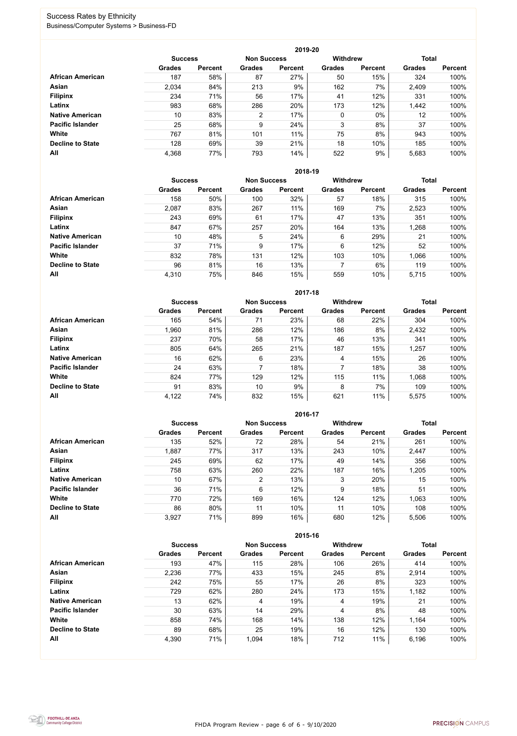# Success Rates by Ethnicity

Business/Computer Systems > Business-FD

| 2019-20 | Success | | Non Success | | Withdrew | | Total | |
|---|---|---|---|---|---|---|---|---|
| | Grades | Percent | Grades | Percent | Grades | Percent | Grades | Percent |
| **African American** | 187 | 58% | 87 | 27% | 50 | 15% | 324 | 100% |
| **Asian** | 2,034 | 84% | 213 | 9% | 162 | 7% | 2,409 | 100% |
| **Filipinx** | 234 | 71% | 56 | 17% | 41 | 12% | 331 | 100% |
| **Latinx** | 983 | 68% | 286 | 20% | 173 | 12% | 1,442 | 100% |
| **Native American** | 10 | 83% | 2 | 17% | 0 | 0% | 12 | 100% |
| **Pacific Islander** | 25 | 68% | 9 | 24% | 3 | 8% | 37 | 100% |
| **White** | 767 | 81% | 101 | 11% | 75 | 8% | 943 | 100% |
| **Decline to State** | 128 | 69% | 39 | 21% | 18 | 10% | 185 | 100% |
| **All** | 4,368 | 77% | 793 | 14% | 522 | 9% | 5,683 | 100% |

| 2018-19 | Success | | Non Success | | Withdrew | | Total | |
|---|---|---|---|---|---|---|---|---|
| | Grades | Percent | Grades | Percent | Grades | Percent | Grades | Percent |
| **African American** | 158 | 50% | 100 | 32% | 57 | 18% | 315 | 100% |
| **Asian** | 2,087 | 83% | 267 | 11% | 169 | 7% | 2,523 | 100% |
| **Filipinx** | 243 | 69% | 61 | 17% | 47 | 13% | 351 | 100% |
| **Latinx** | 847 | 67% | 257 | 20% | 164 | 13% | 1,268 | 100% |
| **Native American** | 10 | 48% | 5 | 24% | 6 | 29% | 21 | 100% |
| **Pacific Islander** | 37 | 71% | 9 | 17% | 6 | 12% | 52 | 100% |
| **White** | 832 | 78% | 131 | 12% | 103 | 10% | 1,066 | 100% |
| **Decline to State** | 96 | 81% | 16 | 13% | 7 | 6% | 119 | 100% |
| **All** | 4,310 | 75% | 846 | 15% | 559 | 10% | 5,715 | 100% |

| 2017-18 | Success | | Non Success | | Withdrew | | Total | |
|---|---|---|---|---|---|---|---|---|
| | Grades | Percent | Grades | Percent | Grades | Percent | Grades | Percent |
| **African American** | 165 | 54% | 71 | 23% | 68 | 22% | 304 | 100% |
| **Asian** | 1,960 | 81% | 286 | 12% | 186 | 8% | 2,432 | 100% |
| **Filipinx** | 237 | 70% | 58 | 17% | 46 | 13% | 341 | 100% |
| **Latinx** | 805 | 64% | 265 | 21% | 187 | 15% | 1,257 | 100% |
| **Native American** | 16 | 62% | 6 | 23% | 4 | 15% | 26 | 100% |
| **Pacific Islander** | 24 | 63% | 7 | 18% | 7 | 18% | 38 | 100% |
| **White** | 824 | 77% | 129 | 12% | 115 | 11% | 1,068 | 100% |
| **Decline to State** | 91 | 83% | 10 | 9% | 8 | 7% | 109 | 100% |
| **All** | 4,122 | 74% | 832 | 15% | 621 | 11% | 5,575 | 100% |

| 2016-17 | Success | | Non Success | | Withdrew | | Total | |
|---|---|---|---|---|---|---|---|---|
| | Grades | Percent | Grades | Percent | Grades | Percent | Grades | Percent |
| **African American** | 135 | 52% | 72 | 28% | 54 | 21% | 261 | 100% |
| **Asian** | 1,887 | 77% | 317 | 13% | 243 | 10% | 2,447 | 100% |
| **Filipinx** | 245 | 69% | 62 | 17% | 49 | 14% | 356 | 100% |
| **Latinx** | 758 | 63% | 260 | 22% | 187 | 16% | 1,205 | 100% |
| **Native American** | 10 | 67% | 2 | 13% | 3 | 20% | 15 | 100% |
| **Pacific Islander** | 36 | 71% | 6 | 12% | 9 | 18% | 51 | 100% |
| **White** | 770 | 72% | 169 | 16% | 124 | 12% | 1,063 | 100% |
| **Decline to State** | 86 | 80% | 11 | 10% | 11 | 10% | 108 | 100% |
| **All** | 3,927 | 71% | 899 | 16% | 680 | 12% | 5,506 | 100% |

| 2015-16 | Success | | Non Success | | Withdrew | | Total | |
|---|---|---|---|---|---|---|---|---|
| | Grades | Percent | Grades | Percent | Grades | Percent | Grades | Percent |
| **African American** | 193 | 47% | 115 | 28% | 106 | 26% | 414 | 100% |
| **Asian** | 2,236 | 77% | 433 | 15% | 245 | 8% | 2,914 | 100% |
| **Filipinx** | 242 | 75% | 55 | 17% | 26 | 8% | 323 | 100% |
| **Latinx** | 729 | 62% | 280 | 24% | 173 | 15% | 1,182 | 100% |
| **Native American** | 13 | 62% | 4 | 19% | 4 | 19% | 21 | 100% |
| **Pacific Islander** | 30 | 63% | 14 | 29% | 4 | 8% | 48 | 100% |
| **White** | 858 | 74% | 168 | 14% | 138 | 12% | 1,164 | 100% |
| **Decline to State** | 89 | 68% | 25 | 19% | 16 | 12% | 130 | 100% |
| **All** | 4,390 | 71% | 1,094 | 18% | 712 | 11% | 6,196 | 100% |